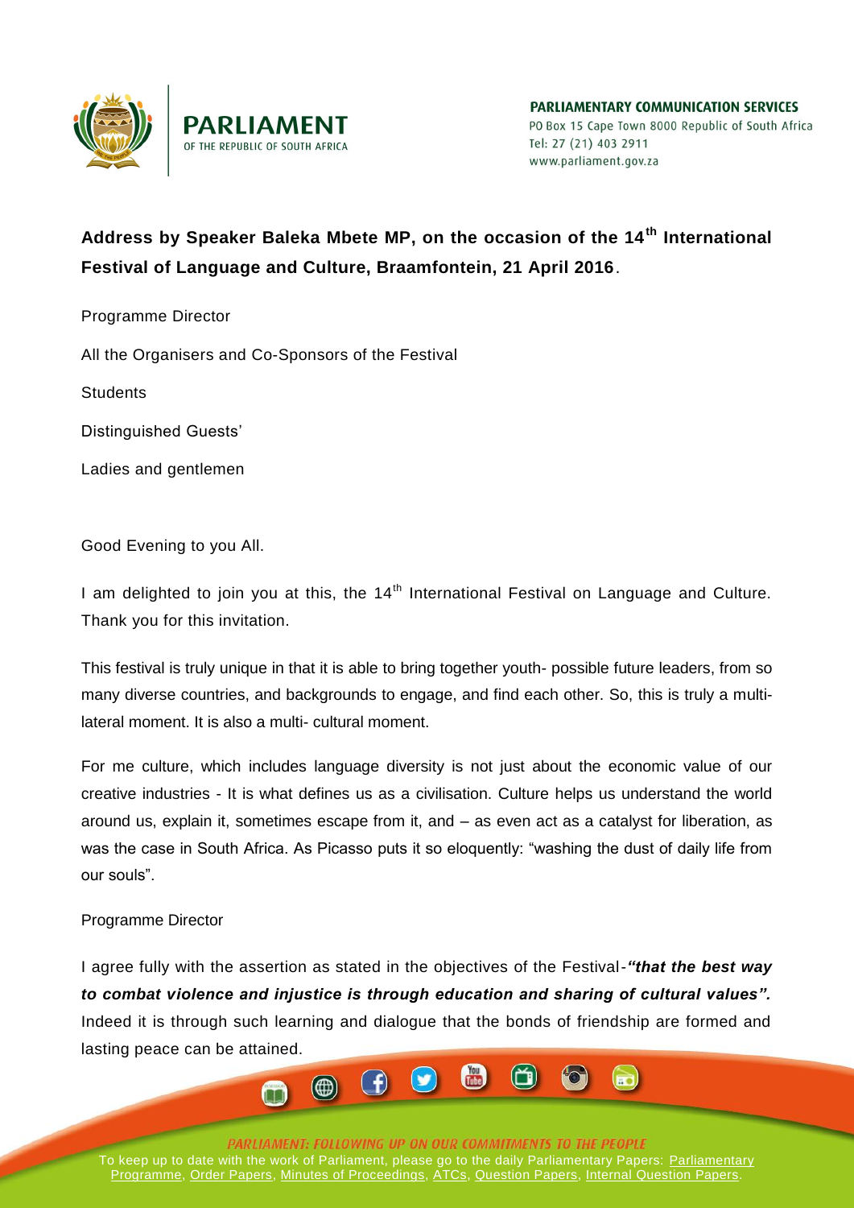PARLIAMENT OF THE REPUBLIC OF SOUTH AFRICA

**PARLIAMENTARY COMMUNICATION SERVICES**
PO Box 15 Cape Town 8000 Republic of South Africa
Tel: 27 (21) 403 2911
www.parliament.gov.za

## Address by Speaker Baleka Mbete MP, on the occasion of the 14th International Festival of Language and Culture, Braamfontein, 21 April 2016.

Programme Director

All the Organisers and Co-Sponsors of the Festival

Students

Distinguished Guests'

Ladies and gentlemen

Good Evening to you All.

I am delighted to join you at this, the 14th International Festival on Language and Culture. Thank you for this invitation.

This festival is truly unique in that it is able to bring together youth- possible future leaders, from so many diverse countries, and backgrounds to engage, and find each other. So, this is truly a multi-lateral moment. It is also a multi- cultural moment.

For me culture, which includes language diversity is not just about the economic value of our creative industries - It is what defines us as a civilisation. Culture helps us understand the world around us, explain it, sometimes escape from it, and – as even act as a catalyst for liberation, as was the case in South Africa. As Picasso puts it so eloquently: "washing the dust of daily life from our souls".

Programme Director

I agree fully with the assertion as stated in the objectives of the Festival-***"that the best way to combat violence and injustice is through education and sharing of cultural values".*** Indeed it is through such learning and dialogue that the bonds of friendship are formed and lasting peace can be attained.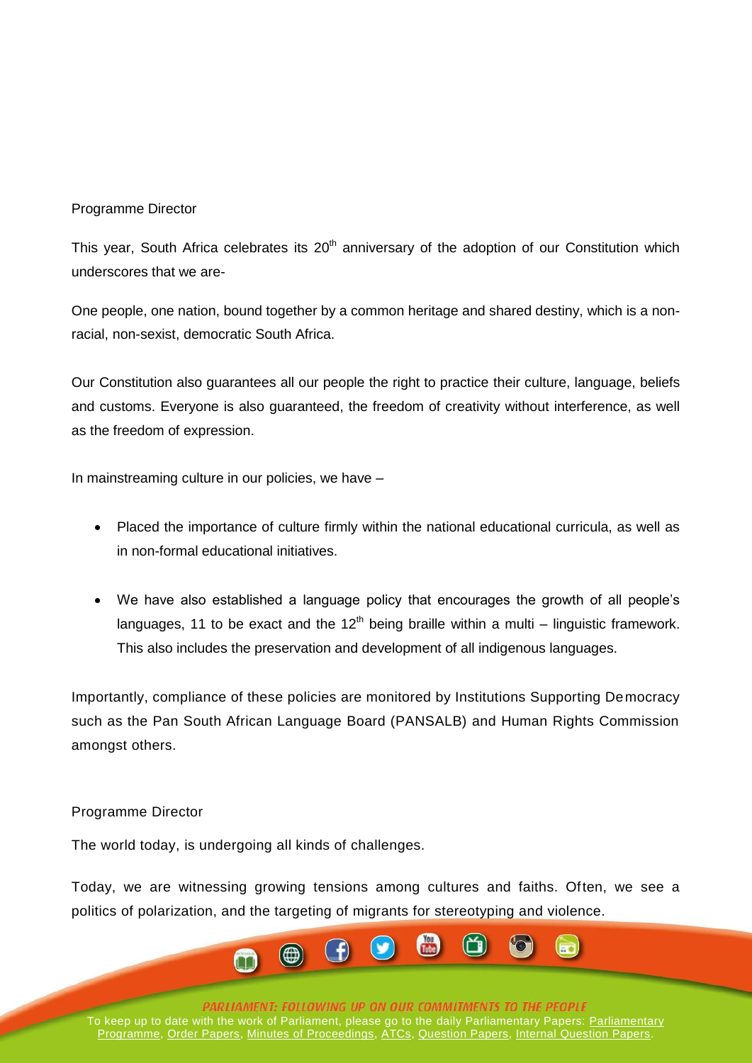Programme Director

This year, South Africa celebrates its 20th anniversary of the adoption of our Constitution which underscores that we are-

One people, one nation, bound together by a common heritage and shared destiny, which is a non-racial, non-sexist, democratic South Africa.

Our Constitution also guarantees all our people the right to practice their culture, language, beliefs and customs. Everyone is also guaranteed, the freedom of creativity without interference, as well as the freedom of expression.

In mainstreaming culture in our policies, we have –

- Placed the importance of culture firmly within the national educational curricula, as well as in non-formal educational initiatives.
- We have also established a language policy that encourages the growth of all people's languages, 11 to be exact and the 12th being braille within a multi – linguistic framework. This also includes the preservation and development of all indigenous languages.

Importantly, compliance of these policies are monitored by Institutions Supporting Democracy such as the Pan South African Language Board (PANSALB) and Human Rights Commission amongst others.

Programme Director

The world today, is undergoing all kinds of challenges.

Today, we are witnessing growing tensions among cultures and faiths. Often, we see a politics of polarization, and the targeting of migrants for stereotyping and violence.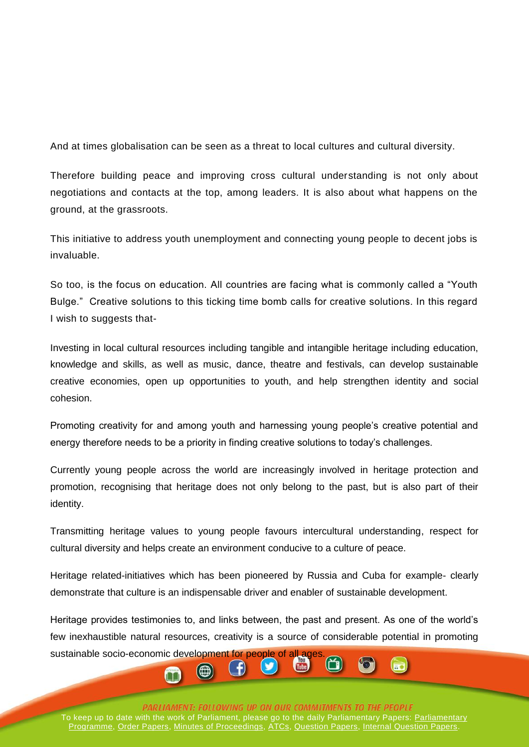And at times globalisation can be seen as a threat to local cultures and cultural diversity.

Therefore building peace and improving cross cultural understanding is not only about negotiations and contacts at the top, among leaders. It is also about what happens on the ground, at the grassroots.

This initiative to address youth unemployment and connecting young people to decent jobs is invaluable.

So too, is the focus on education. All countries are facing what is commonly called a "Youth Bulge." Creative solutions to this ticking time bomb calls for creative solutions. In this regard I wish to suggests that-

Investing in local cultural resources including tangible and intangible heritage including education, knowledge and skills, as well as music, dance, theatre and festivals, can develop sustainable creative economies, open up opportunities to youth, and help strengthen identity and social cohesion.

Promoting creativity for and among youth and harnessing young people's creative potential and energy therefore needs to be a priority in finding creative solutions to today's challenges.

Currently young people across the world are increasingly involved in heritage protection and promotion, recognising that heritage does not only belong to the past, but is also part of their identity.

Transmitting heritage values to young people favours intercultural understanding, respect for cultural diversity and helps create an environment conducive to a culture of peace.

Heritage related-initiatives which has been pioneered by Russia and Cuba for example- clearly demonstrate that culture is an indispensable driver and enabler of sustainable development.

Heritage provides testimonies to, and links between, the past and present. As one of the world's few inexhaustible natural resources, creativity is a source of considerable potential in promoting sustainable socio-economic development for people of all ages.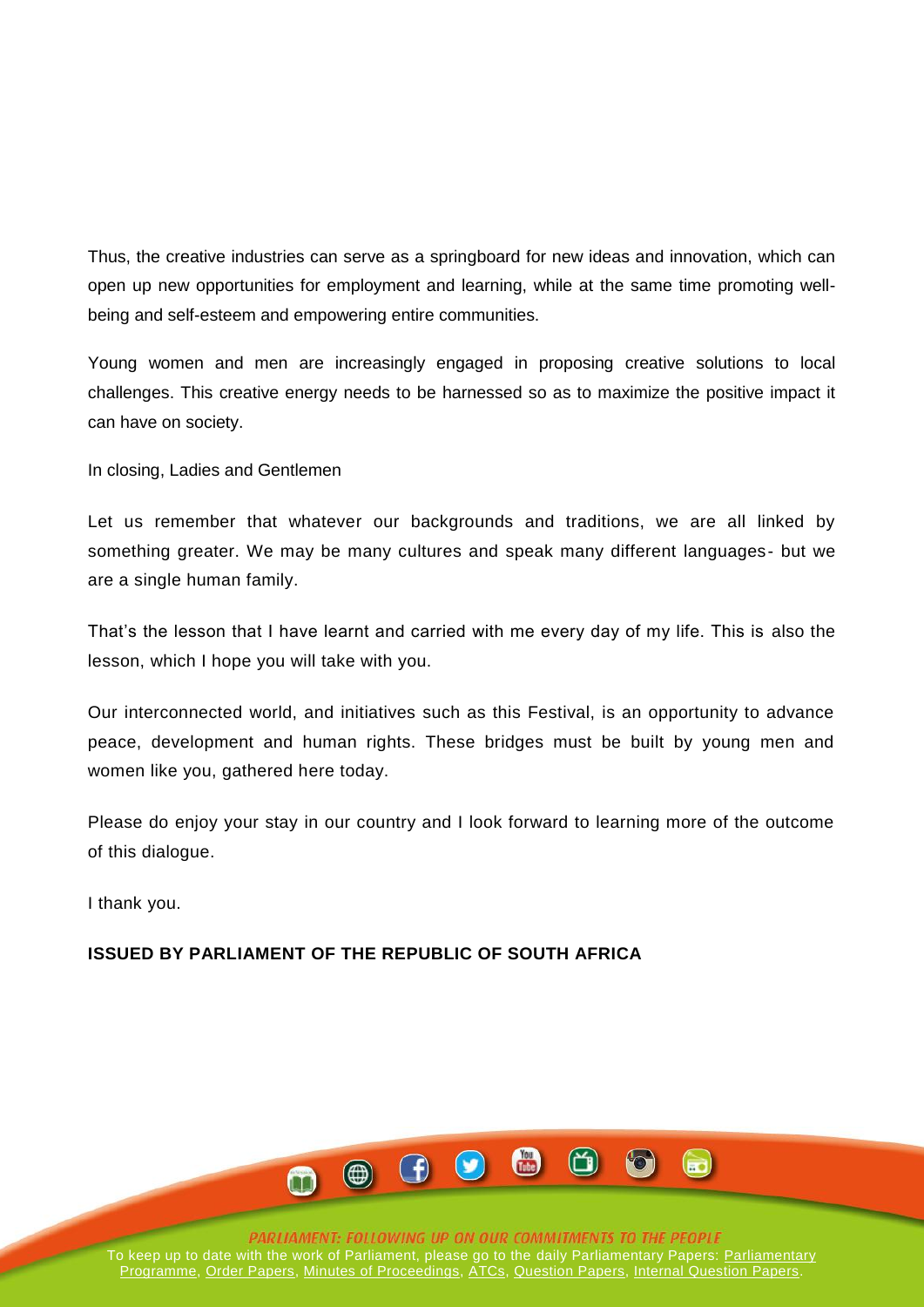Thus, the creative industries can serve as a springboard for new ideas and innovation, which can open up new opportunities for employment and learning, while at the same time promoting well-being and self-esteem and empowering entire communities.

Young women and men are increasingly engaged in proposing creative solutions to local challenges. This creative energy needs to be harnessed so as to maximize the positive impact it can have on society.

In closing, Ladies and Gentlemen

Let us remember that whatever our backgrounds and traditions, we are all linked by something greater. We may be many cultures and speak many different languages- but we are a single human family.

That's the lesson that I have learnt and carried with me every day of my life. This is also the lesson, which I hope you will take with you.

Our interconnected world, and initiatives such as this Festival, is an opportunity to advance peace, development and human rights. These bridges must be built by young men and women like you, gathered here today.

Please do enjoy your stay in our country and I look forward to learning more of the outcome of this dialogue.

I thank you.

**ISSUED BY PARLIAMENT OF THE REPUBLIC OF SOUTH AFRICA**

*PARLIAMENT: FOLLOWING UP ON OUR COMMITMENTS TO THE PEOPLE*

To keep up to date with the work of Parliament, please go to the daily Parliamentary Papers: Parliamentary Programme, Order Papers, Minutes of Proceedings, ATCs, Question Papers, Internal Question Papers.